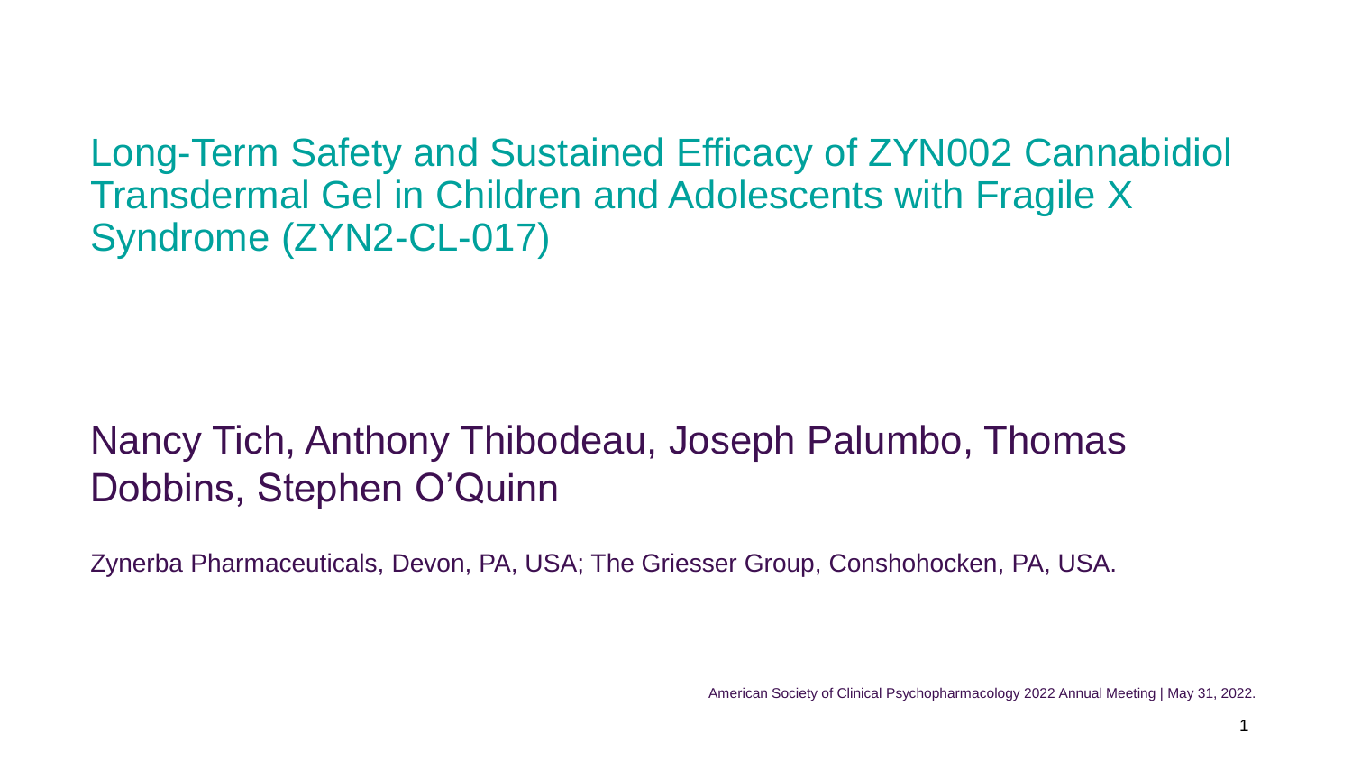# Long-Term Safety and Sustained Efficacy of ZYN002 Cannabidiol Transdermal Gel in Children and Adolescents with Fragile X Syndrome (ZYN2-CL-017)

## Nancy Tich, Anthony Thibodeau, Joseph Palumbo, Thomas Dobbins, Stephen O'Quinn

Zynerba Pharmaceuticals, Devon, PA, USA; The Griesser Group, Conshohocken, PA, USA.

American Society of Clinical Psychopharmacology 2022 Annual Meeting | May 31, 2022.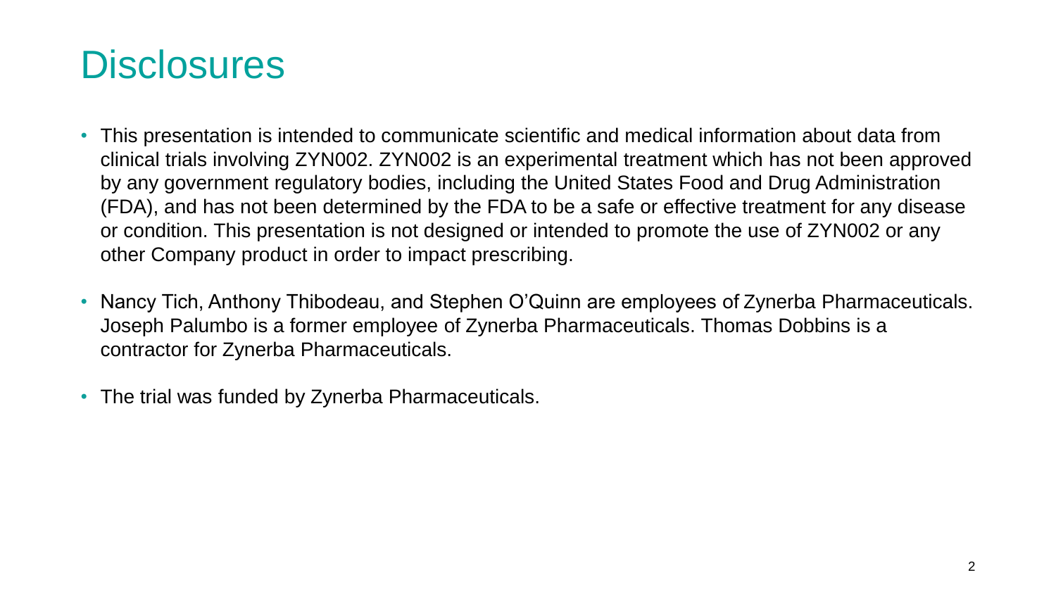# Disclosures

- This presentation is intended to communicate scientific and medical information about data from clinical trials involving ZYN002. ZYN002 is an experimental treatment which has not been approved by any government regulatory bodies, including the United States Food and Drug Administration (FDA), and has not been determined by the FDA to be a safe or effective treatment for any disease or condition. This presentation is not designed or intended to promote the use of ZYN002 or any other Company product in order to impact prescribing.
- Nancy Tich, Anthony Thibodeau, and Stephen O'Quinn are employees of Zynerba Pharmaceuticals. Joseph Palumbo is a former employee of Zynerba Pharmaceuticals. Thomas Dobbins is a contractor for Zynerba Pharmaceuticals.
- The trial was funded by Zynerba Pharmaceuticals.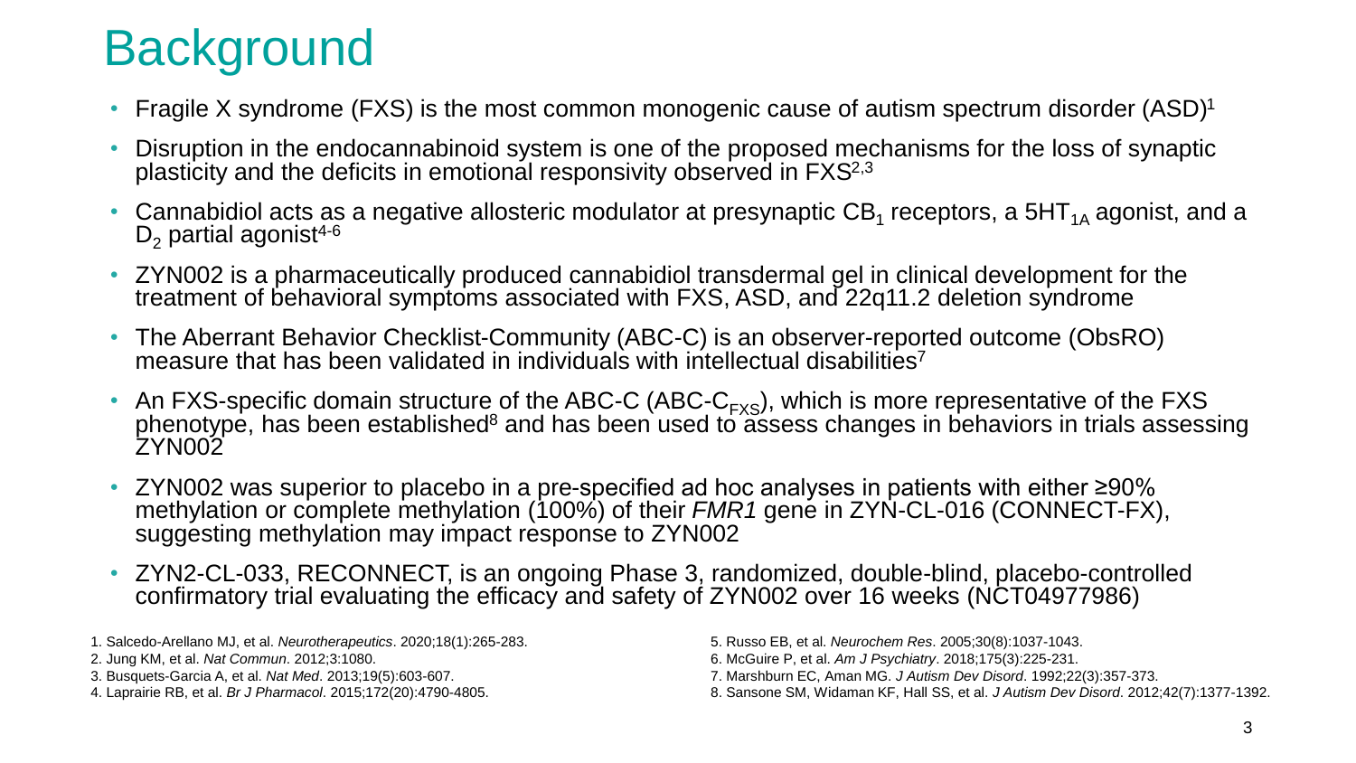# Background

- Fragile X syndrome (FXS) is the most common monogenic cause of autism spectrum disorder (ASD)[1]
- Disruption in the endocannabinoid system is one of the proposed mechanisms for the loss of synaptic plasticity and the deficits in emotional responsivity observed in FXS[2,3]
- Cannabidiol acts as a negative allosteric modulator at presynaptic $CB_1$ receptors, a $5HT_{1A}$ agonist, and a $D_2$ partial agonist[4-6]
- ZYN002 is a pharmaceutically produced cannabidiol transdermal gel in clinical development for the treatment of behavioral symptoms associated with FXS, ASD, and 22q11.2 deletion syndrome
- The Aberrant Behavior Checklist-Community (ABC-C) is an observer-reported outcome (ObsRO) measure that has been validated in individuals with intellectual disabilities[7]
- An FXS-specific domain structure of the ABC-C ($ABC\text{-}C_{FXS}$), which is more representative of the FXS phenotype, has been established[8] and has been used to assess changes in behaviors in trials assessing ZYN002
- ZYN002 was superior to placebo in a pre-specified ad hoc analyses in patients with either ≥90% methylation or complete methylation (100%) of their *FMR1* gene in ZYN-CL-016 (CONNECT-FX), suggesting methylation may impact response to ZYN002
- ZYN2-CL-033, RECONNECT, is an ongoing Phase 3, randomized, double-blind, placebo-controlled confirmatory trial evaluating the efficacy and safety of ZYN002 over 16 weeks (NCT04977986)

1. Salcedo-Arellano MJ, et al. *Neurotherapeutics*. 2020;18(1):265-283.
2. Jung KM, et al. *Nat Commun*. 2012;3:1080.
3. Busquets-Garcia A, et al. *Nat Med*. 2013;19(5):603-607.
4. Laprairie RB, et al. *Br J Pharmacol*. 2015;172(20):4790-4805.
5. Russo EB, et al. *Neurochem Res*. 2005;30(8):1037-1043.
6. McGuire P, et al. *Am J Psychiatry*. 2018;175(3):225-231.
7. Marshburn EC, Aman MG. *J Autism Dev Disord*. 1992;22(3):357-373.
8. Sansone SM, Widaman KF, Hall SS, et al. *J Autism Dev Disord*. 2012;42(7):1377-1392.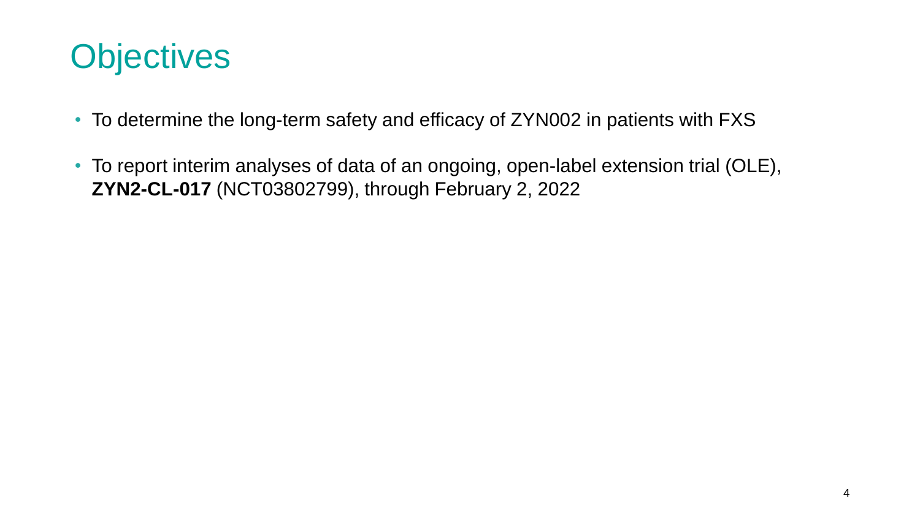# Objectives

- To determine the long-term safety and efficacy of ZYN002 in patients with FXS
- To report interim analyses of data of an ongoing, open-label extension trial (OLE), **ZYN2-CL-017** (NCT03802799), through February 2, 2022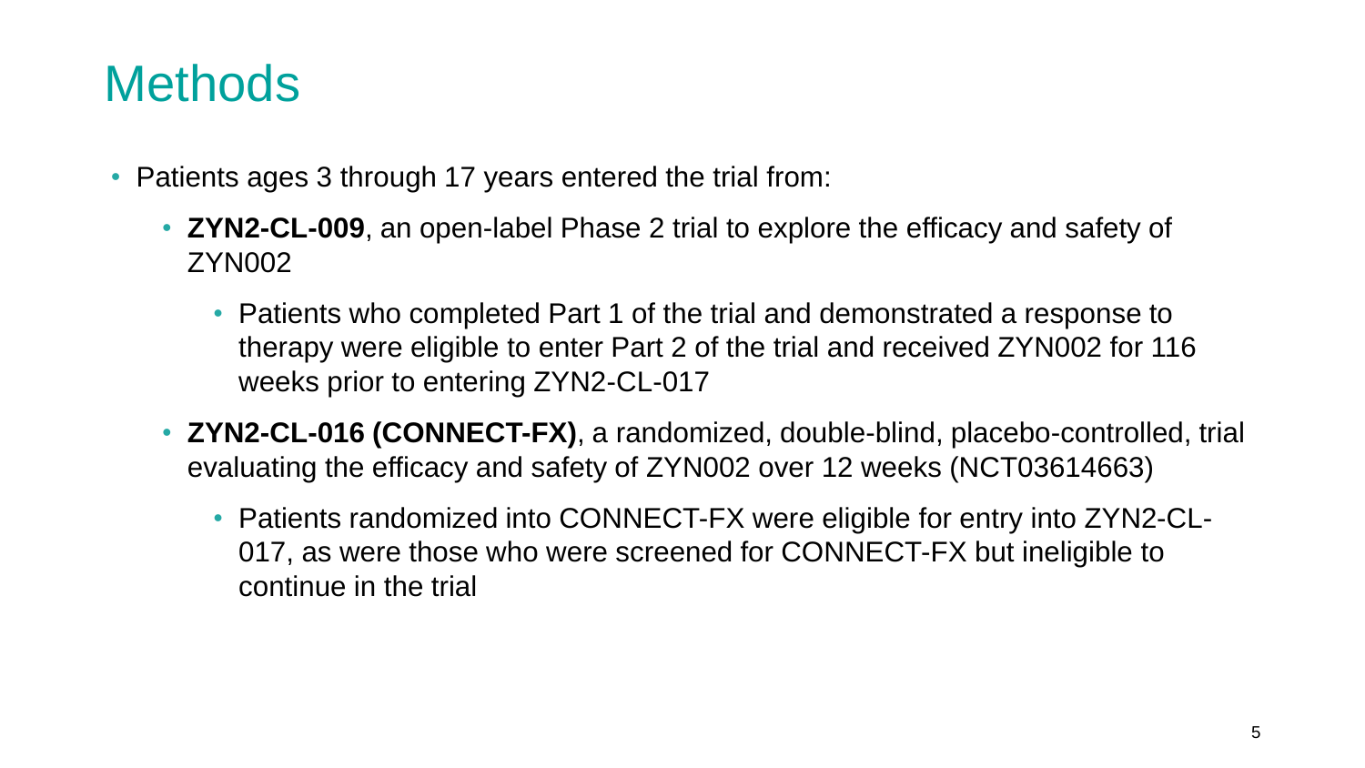# Methods

- Patients ages 3 through 17 years entered the trial from:
  - **ZYN2-CL-009**, an open-label Phase 2 trial to explore the efficacy and safety of ZYN002
    - Patients who completed Part 1 of the trial and demonstrated a response to therapy were eligible to enter Part 2 of the trial and received ZYN002 for 116 weeks prior to entering ZYN2-CL-017
  - **ZYN2-CL-016 (CONNECT-FX)**, a randomized, double-blind, placebo-controlled, trial evaluating the efficacy and safety of ZYN002 over 12 weeks (NCT03614663)
    - Patients randomized into CONNECT-FX were eligible for entry into ZYN2-CL-017, as were those who were screened for CONNECT-FX but ineligible to continue in the trial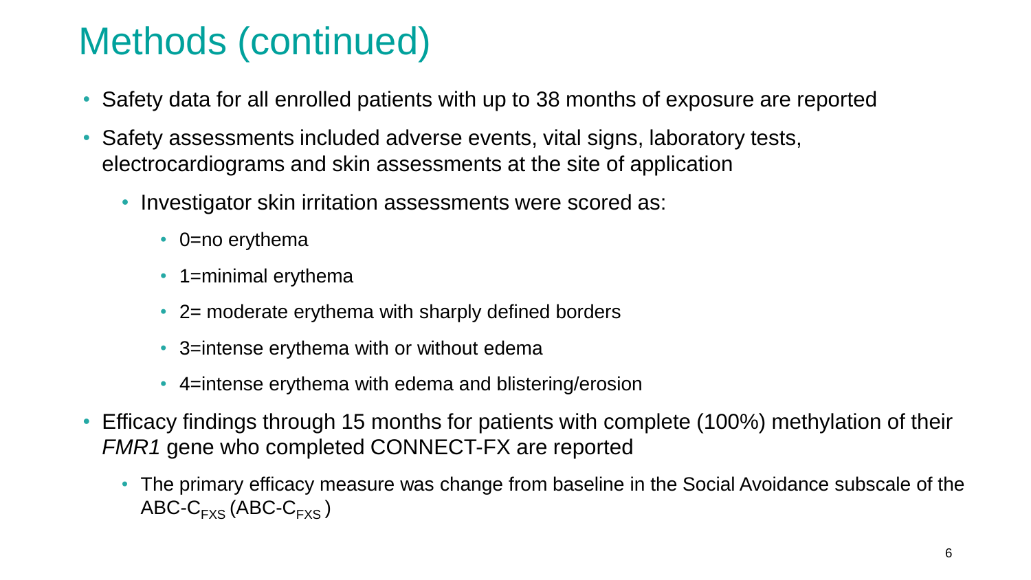# Methods (continued)

- Safety data for all enrolled patients with up to 38 months of exposure are reported
- Safety assessments included adverse events, vital signs, laboratory tests, electrocardiograms and skin assessments at the site of application
  - Investigator skin irritation assessments were scored as:
    - 0=no erythema
    - 1=minimal erythema
    - 2= moderate erythema with sharply defined borders
    - 3=intense erythema with or without edema
    - 4=intense erythema with edema and blistering/erosion
- Efficacy findings through 15 months for patients with complete (100%) methylation of their *FMR1* gene who completed CONNECT-FX are reported
  - The primary efficacy measure was change from baseline in the Social Avoidance subscale of the ABC-$C_{FXS}$ (ABC-$C_{FXS}$ )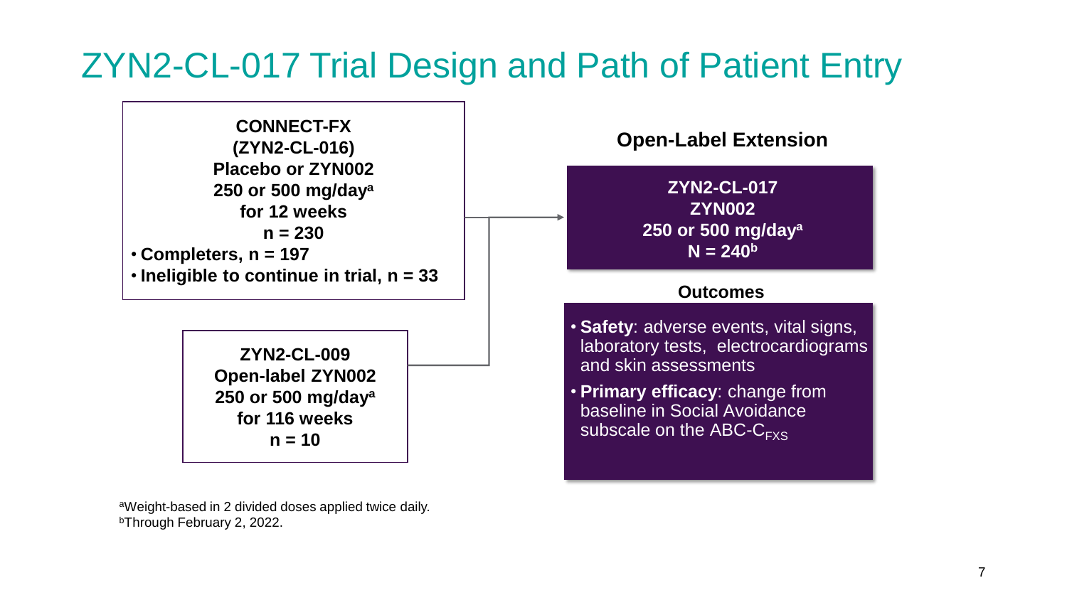# ZYN2-CL-017 Trial Design and Path of Patient Entry

**CONNECT-FX**
**(ZYN2-CL-016)**
**Placebo or ZYN002**
**250 or 500 mg/day[a]**
**for 12 weeks**
**n = 230**

- **Completers, n = 197**
- **Ineligible to continue in trial, n = 33**

**ZYN2-CL-009**
**Open-label ZYN002**
**250 or 500 mg/day[a]**
**for 116 weeks**
**n = 10**

**Open-Label Extension**

**ZYN2-CL-017**
**ZYN002**
**250 or 500 mg/day[a]**
**N = 240[b]**

**Outcomes**

- **Safety**: adverse events, vital signs, laboratory tests, electrocardiograms and skin assessments
- **Primary efficacy**: change from baseline in Social Avoidance subscale on the $ABC\text{-}C_{FXS}$

[a]Weight-based in 2 divided doses applied twice daily.
[b]Through February 2, 2022.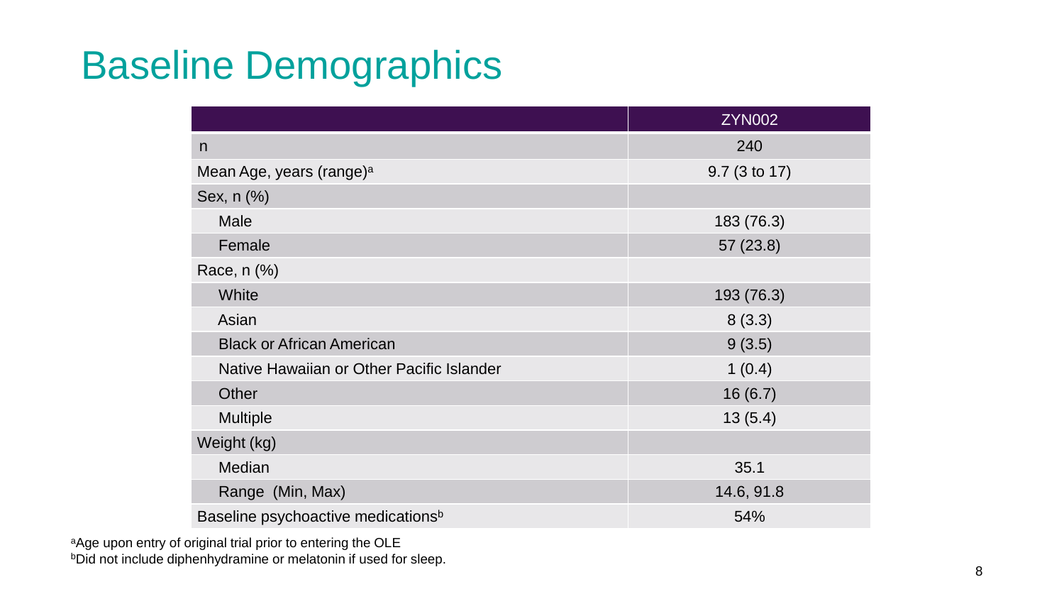# Baseline Demographics

| | ZYN002 |
|---|---|
| n | 240 |
| Mean Age, years (range)[a] | 9.7 (3 to 17) |
| Sex, n (%) | |
| Male | 183 (76.3) |
| Female | 57 (23.8) |
| Race, n (%) | |
| White | 193 (76.3) |
| Asian | 8 (3.3) |
| Black or African American | 9 (3.5) |
| Native Hawaiian or Other Pacific Islander | 1 (0.4) |
| Other | 16 (6.7) |
| Multiple | 13 (5.4) |
| Weight (kg) | |
| Median | 35.1 |
| Range (Min, Max) | 14.6, 91.8 |
| Baseline psychoactive medications[b] | 54% |

[a]Age upon entry of original trial prior to entering the OLE
[b]Did not include diphenhydramine or melatonin if used for sleep.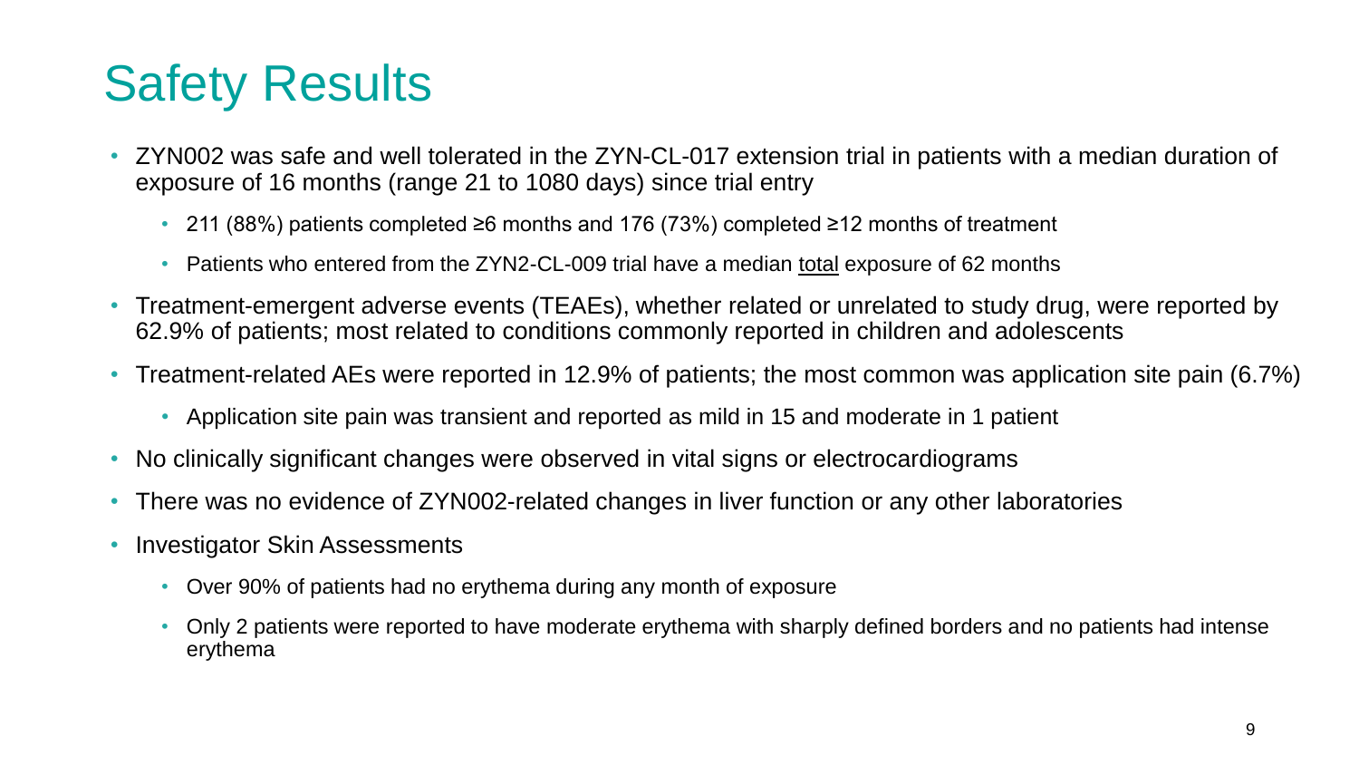# Safety Results

- ZYN002 was safe and well tolerated in the ZYN-CL-017 extension trial in patients with a median duration of exposure of 16 months (range 21 to 1080 days) since trial entry
  - 211 (88%) patients completed ≥6 months and 176 (73%) completed ≥12 months of treatment
  - Patients who entered from the ZYN2-CL-009 trial have a median <u>total</u> exposure of 62 months
- Treatment-emergent adverse events (TEAEs), whether related or unrelated to study drug, were reported by 62.9% of patients; most related to conditions commonly reported in children and adolescents
- Treatment-related AEs were reported in 12.9% of patients; the most common was application site pain (6.7%)
  - Application site pain was transient and reported as mild in 15 and moderate in 1 patient
- No clinically significant changes were observed in vital signs or electrocardiograms
- There was no evidence of ZYN002-related changes in liver function or any other laboratories
- Investigator Skin Assessments
  - Over 90% of patients had no erythema during any month of exposure
  - Only 2 patients were reported to have moderate erythema with sharply defined borders and no patients had intense erythema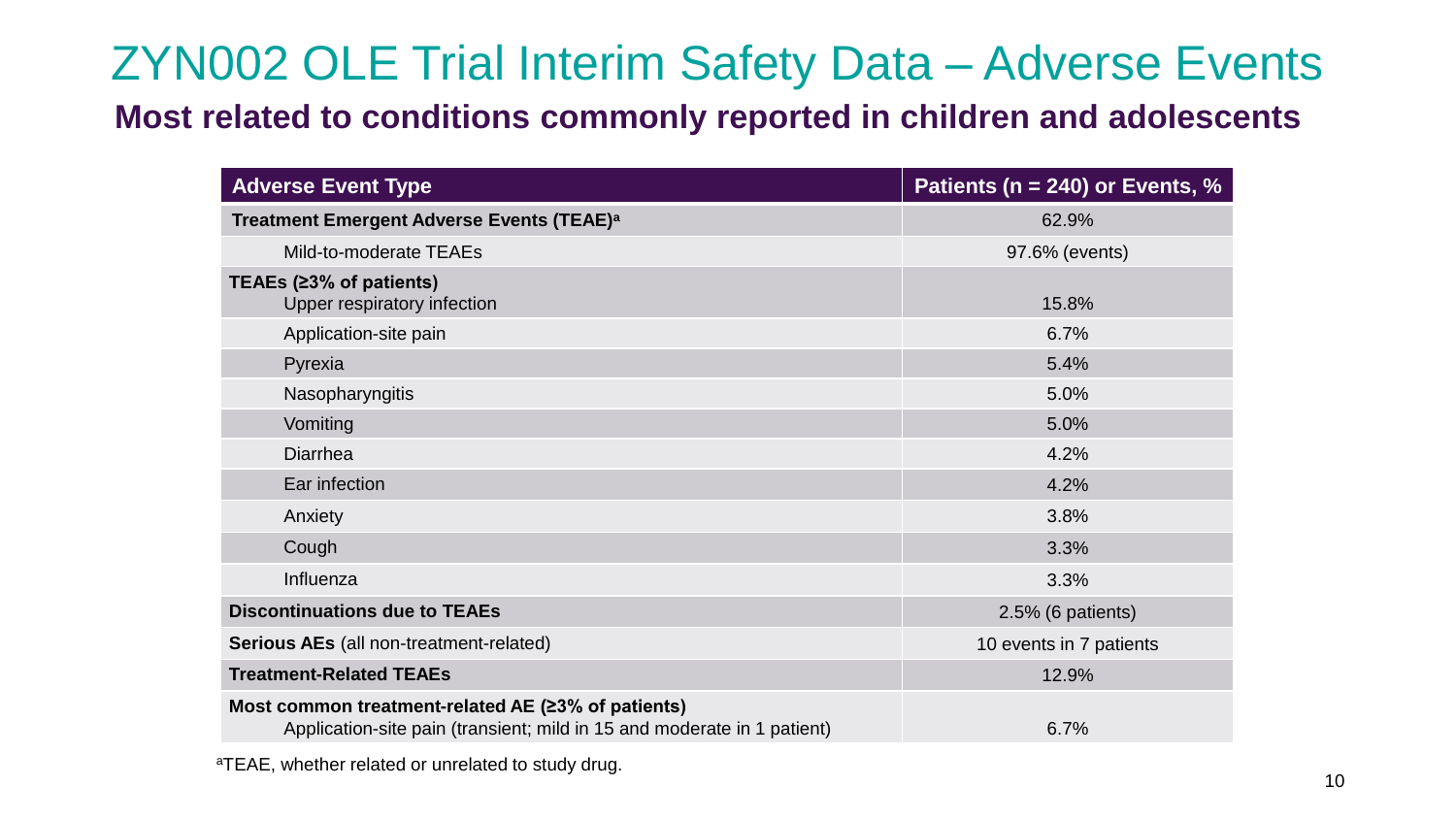# ZYN002 OLE Trial Interim Safety Data – Adverse Events

## Most related to conditions commonly reported in children and adolescents

| Adverse Event Type | Patients (n = 240) or Events, % |
| --- | --- |
| **Treatment Emergent Adverse Events (TEAE)[a]** | 62.9% |
| Mild-to-moderate TEAEs | 97.6% (events) |
| **TEAEs (≥3% of patients)** Upper respiratory infection | 15.8% |
| Application-site pain | 6.7% |
| Pyrexia | 5.4% |
| Nasopharyngitis | 5.0% |
| Vomiting | 5.0% |
| Diarrhea | 4.2% |
| Ear infection | 4.2% |
| Anxiety | 3.8% |
| Cough | 3.3% |
| Influenza | 3.3% |
| **Discontinuations due to TEAEs** | 2.5% (6 patients) |
| **Serious AEs** (all non-treatment-related) | 10 events in 7 patients |
| **Treatment-Related TEAEs** | 12.9% |
| **Most common treatment-related AE (≥3% of patients)** Application-site pain (transient; mild in 15 and moderate in 1 patient) | 6.7% |

[a]TEAE, whether related or unrelated to study drug.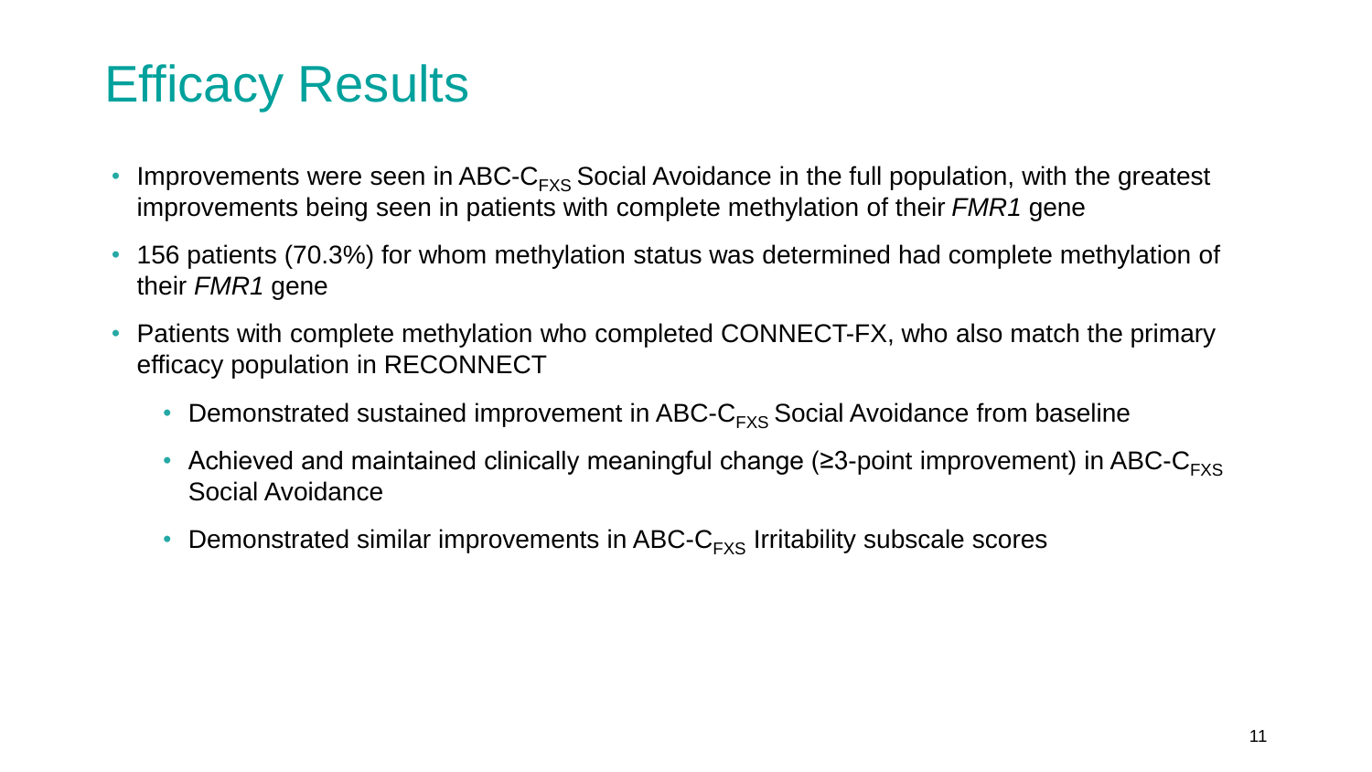# Efficacy Results

- Improvements were seen in ABC-$C_{FXS}$ Social Avoidance in the full population, with the greatest improvements being seen in patients with complete methylation of their *FMR1* gene
- 156 patients (70.3%) for whom methylation status was determined had complete methylation of their *FMR1* gene
- Patients with complete methylation who completed CONNECT-FX, who also match the primary efficacy population in RECONNECT
  - Demonstrated sustained improvement in ABC-$C_{FXS}$ Social Avoidance from baseline
  - Achieved and maintained clinically meaningful change (≥3-point improvement) in ABC-$C_{FXS}$ Social Avoidance
  - Demonstrated similar improvements in ABC-$C_{FXS}$ Irritability subscale scores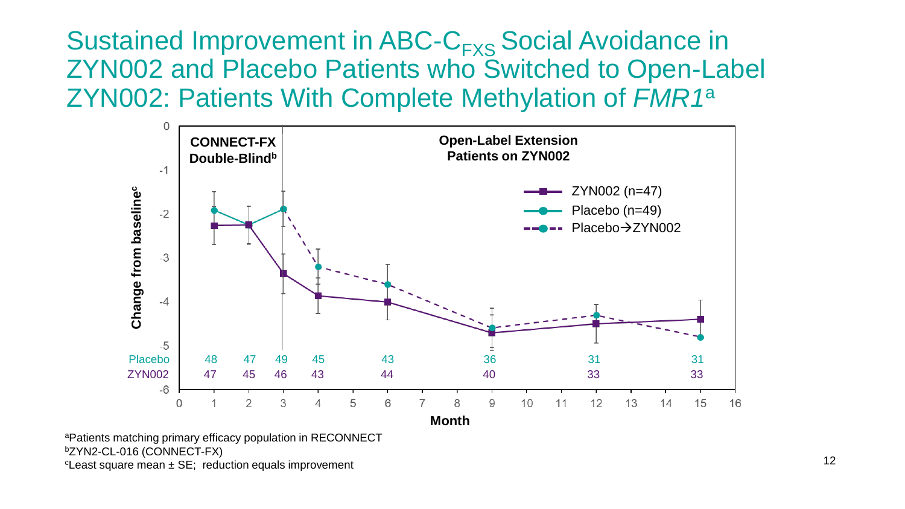# Sustained Improvement in ABC-$C_{FXS}$ Social Avoidance in ZYN002 and Placebo Patients who Switched to Open-Label ZYN002: Patients With Complete Methylation of *FMR1*[a]

CONNECT-FX Double-Blind[b]

Open-Label Extension Patients on ZYN002

ZYN002 (n=47)

Placebo (n=49)

Placebo→ZYN002

Change from baseline[c]

0
-1
-2
-3
-4
-5
-6

Placebo 48 47 49 45 43 36 31 31

ZYN002 47 45 46 43 44 40 33 33

0 1 2 3 4 5 6 7 8 9 10 11 12 13 14 15 16

Month

[a]Patients matching primary efficacy population in RECONNECT

[b]ZYN2-CL-016 (CONNECT-FX)

[c]Least square mean ± SE; reduction equals improvement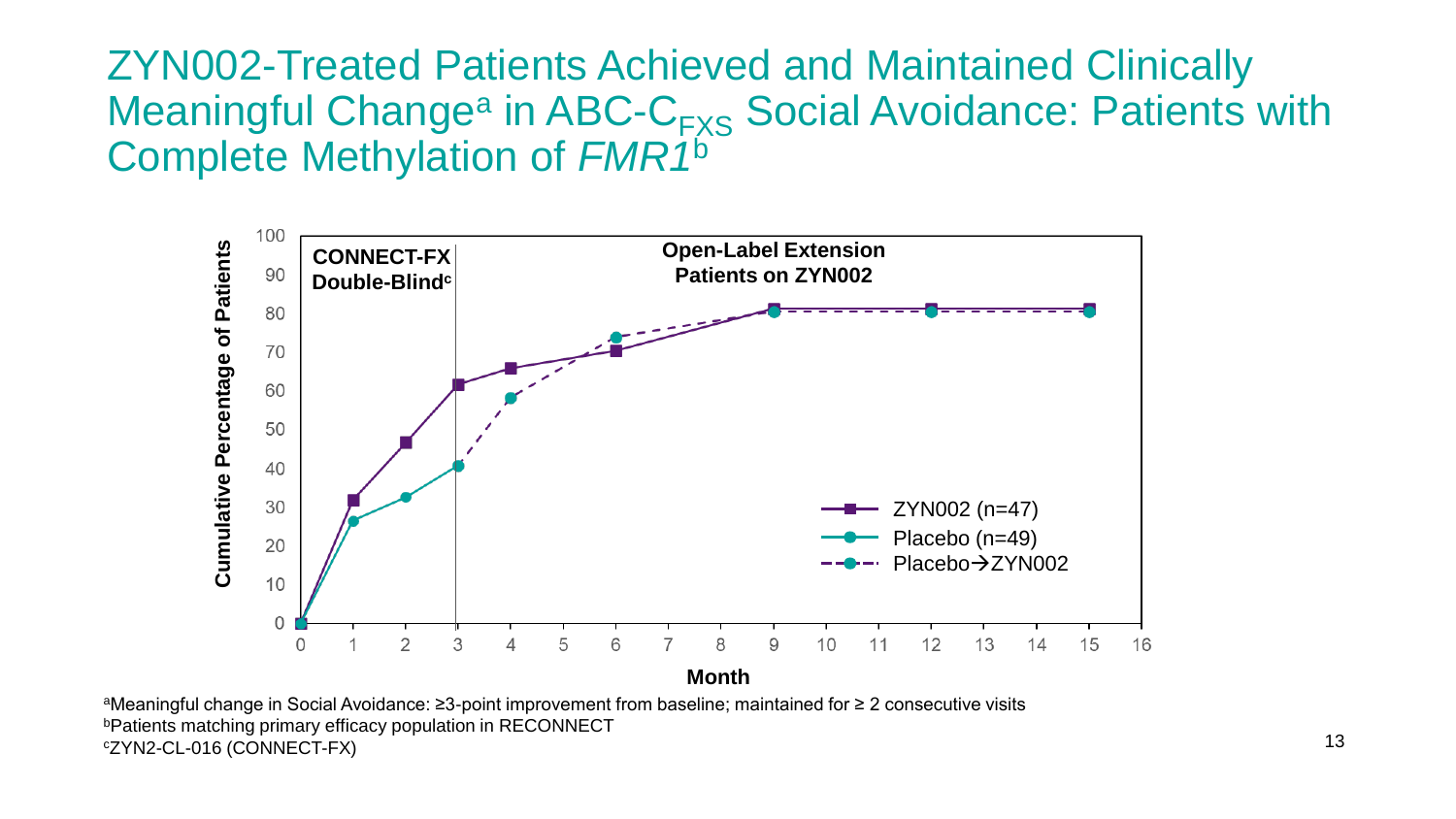# ZYN002-Treated Patients Achieved and Maintained Clinically Meaningful Change[a] in ABC-$C_{FXS}$ Social Avoidance: Patients with Complete Methylation of *FMR1*[b]

CONNECT-FX Double-Blind[c]

Open-Label Extension Patients on ZYN002

Cumulative Percentage of Patients

Month

ZYN002 (n=47)

Placebo (n=49)

Placebo→ZYN002

[a]Meaningful change in Social Avoidance: ≥3-point improvement from baseline; maintained for ≥ 2 consecutive visits

[b]Patients matching primary efficacy population in RECONNECT

[c]ZYN2-CL-016 (CONNECT-FX)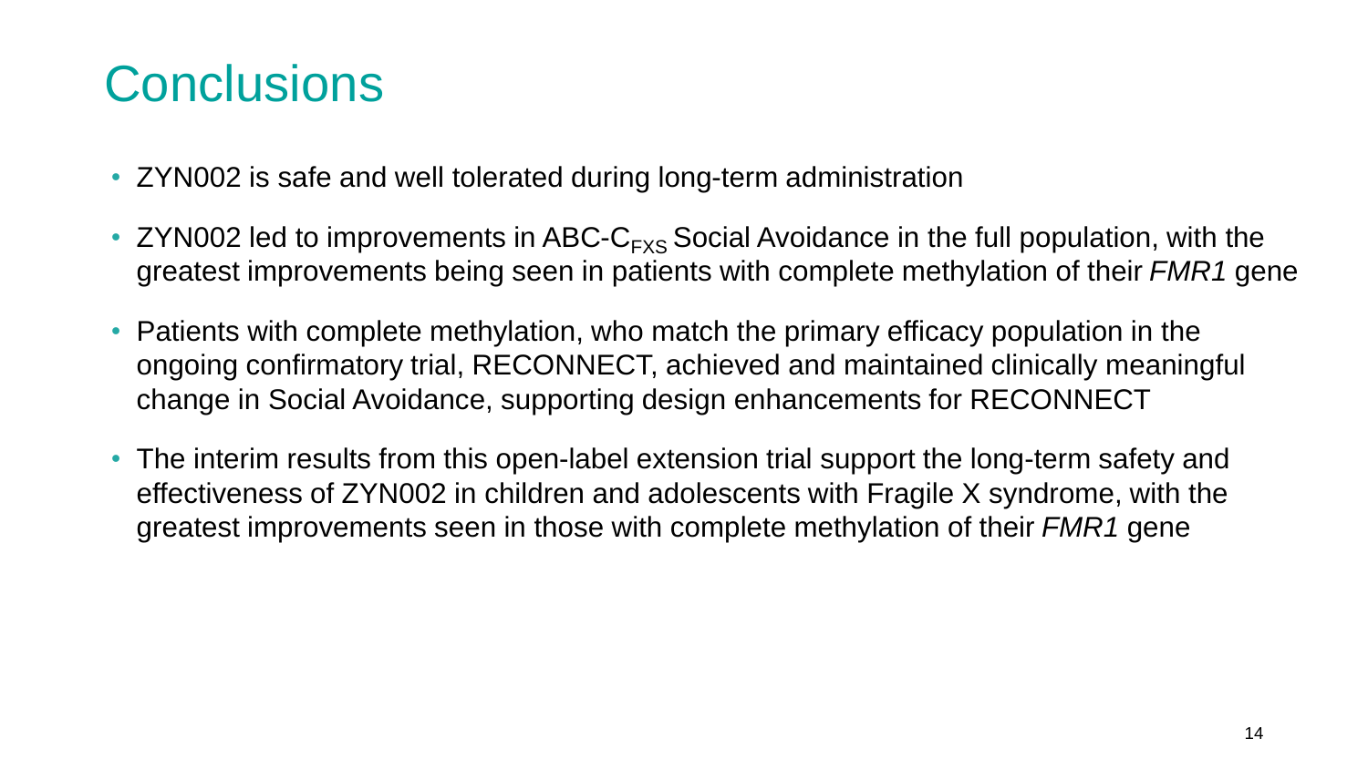# Conclusions

- ZYN002 is safe and well tolerated during long-term administration
- ZYN002 led to improvements in ABC-$C_{FXS}$ Social Avoidance in the full population, with the greatest improvements being seen in patients with complete methylation of their *FMR1* gene
- Patients with complete methylation, who match the primary efficacy population in the ongoing confirmatory trial, RECONNECT, achieved and maintained clinically meaningful change in Social Avoidance, supporting design enhancements for RECONNECT
- The interim results from this open-label extension trial support the long-term safety and effectiveness of ZYN002 in children and adolescents with Fragile X syndrome, with the greatest improvements seen in those with complete methylation of their *FMR1* gene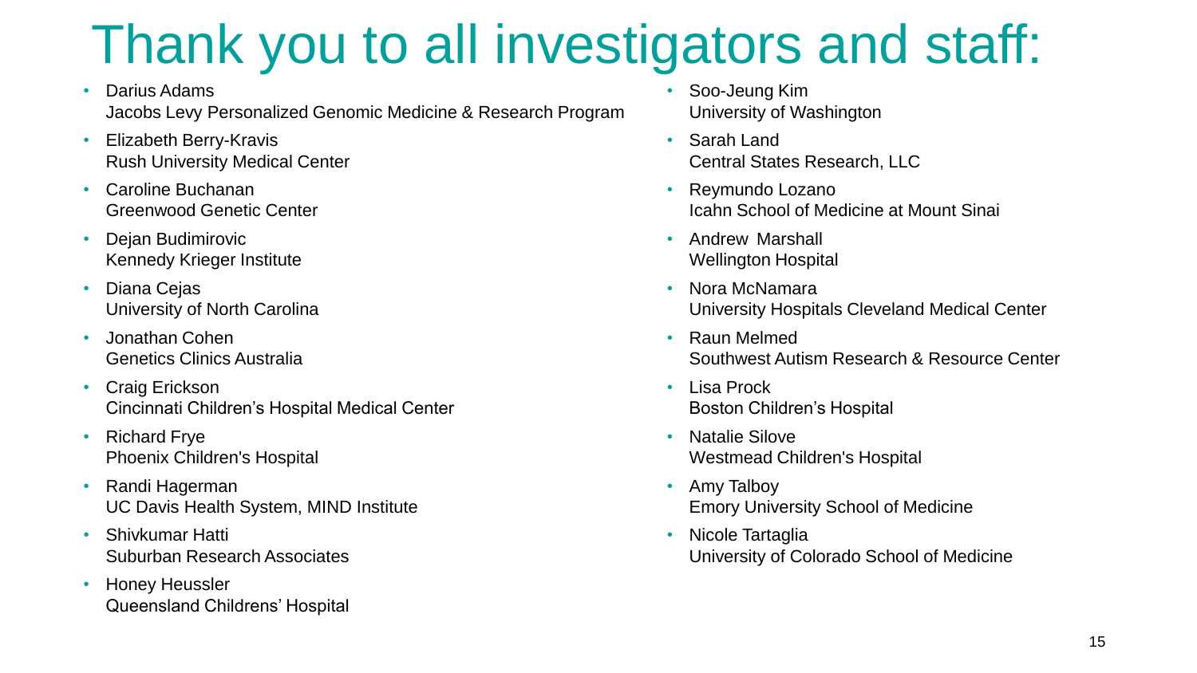# Thank you to all investigators and staff:

- Darius Adams
  Jacobs Levy Personalized Genomic Medicine & Research Program
- Elizabeth Berry-Kravis
  Rush University Medical Center
- Caroline Buchanan
  Greenwood Genetic Center
- Dejan Budimirovic
  Kennedy Krieger Institute
- Diana Cejas
  University of North Carolina
- Jonathan Cohen
  Genetics Clinics Australia
- Craig Erickson
  Cincinnati Children's Hospital Medical Center
- Richard Frye
  Phoenix Children's Hospital
- Randi Hagerman
  UC Davis Health System, MIND Institute
- Shivkumar Hatti
  Suburban Research Associates
- Honey Heussler
  Queensland Childrens' Hospital
- Soo-Jeung Kim
  University of Washington
- Sarah Land
  Central States Research, LLC
- Reymundo Lozano
  Icahn School of Medicine at Mount Sinai
- Andrew Marshall
  Wellington Hospital
- Nora McNamara
  University Hospitals Cleveland Medical Center
- Raun Melmed
  Southwest Autism Research & Resource Center
- Lisa Prock
  Boston Children's Hospital
- Natalie Silove
  Westmead Children's Hospital
- Amy Talboy
  Emory University School of Medicine
- Nicole Tartaglia
  University of Colorado School of Medicine